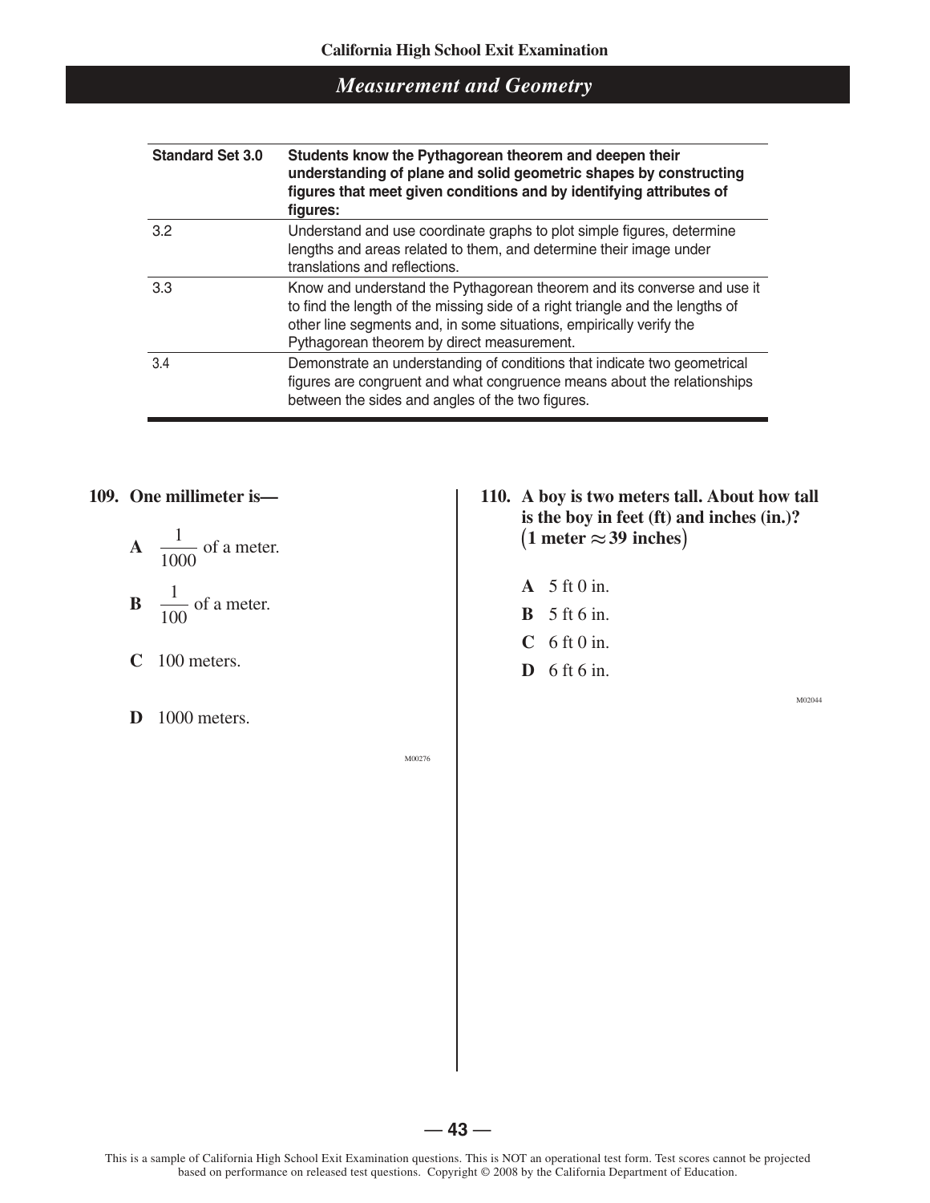## Measurement and Geometry

| Standard Set 3.0 | Students know the Pythagorean theorem and deepen their understanding of plane and solid geometric shapes by constructing figures that meet given conditions and by identifying attributes of figures: |
|---|---|
| 3.2 | Understand and use coordinate graphs to plot simple figures, determine lengths and areas related to them, and determine their image under translations and reflections. |
| 3.3 | Know and understand the Pythagorean theorem and its converse and use it to find the length of the missing side of a right triangle and the lengths of other line segments and, in some situations, empirically verify the Pythagorean theorem by direct measurement. |
| 3.4 | Demonstrate an understanding of conditions that indicate two geometrical figures are congruent and what congruence means about the relationships between the sides and angles of the two figures. |

**109. One millimeter is—**

**A** $\frac{1}{1000}$ of a meter.

**B** $\frac{1}{100}$ of a meter.

**C** 100 meters.

**D** 1000 meters.

M00276

**110. A boy is two meters tall. About how tall is the boy in feet (ft) and inches (in.)? $(1 \text{ meter} \approx 39 \text{ inches})$**

**A** 5 ft 0 in.

**B** 5 ft 6 in.

**C** 6 ft 0 in.

**D** 6 ft 6 in.

M02044

This is a sample of California High School Exit Examination questions. This is NOT an operational test form. Test scores cannot be projected based on performance on released test questions. Copyright © 2008 by the California Department of Education.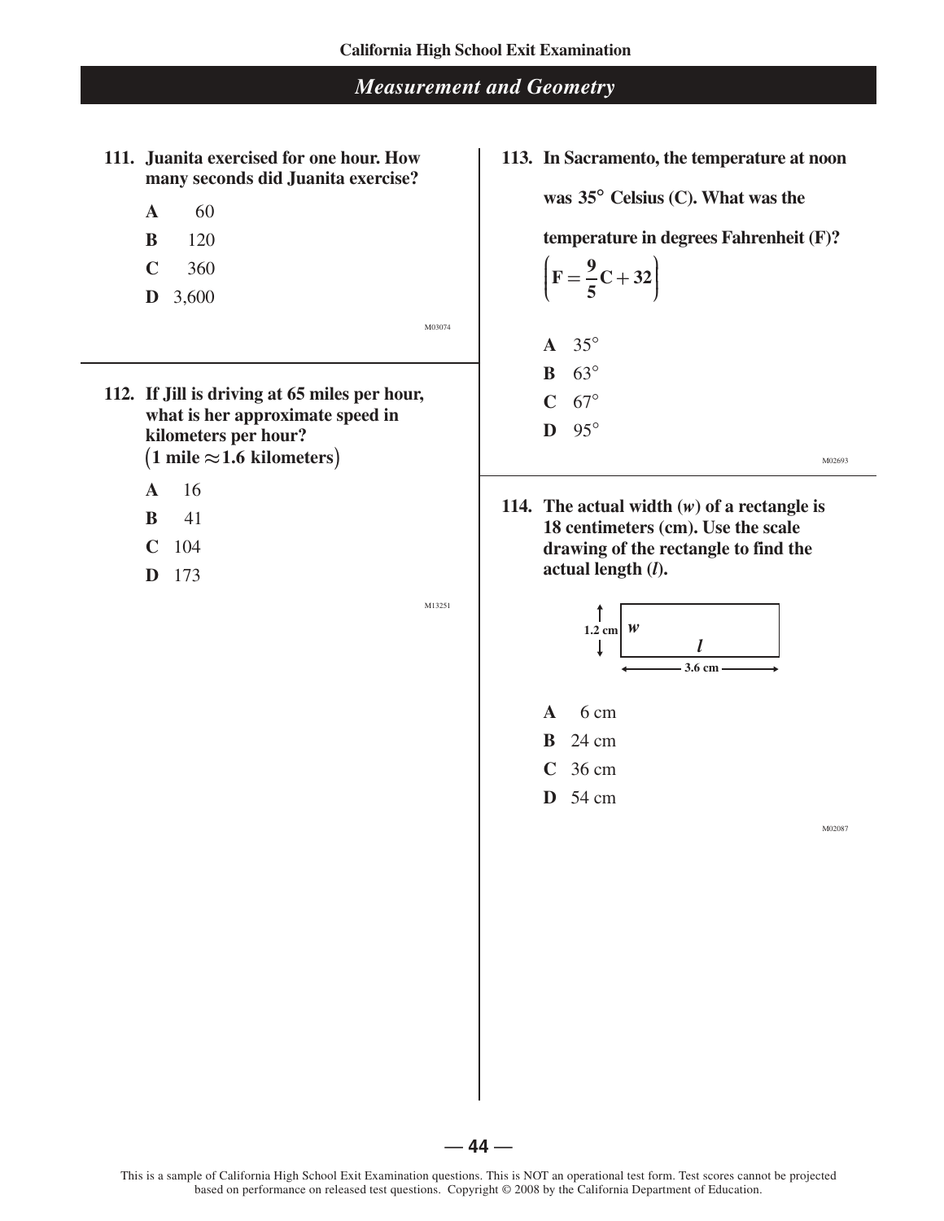## Measurement and Geometry

**111. Juanita exercised for one hour. How many seconds did Juanita exercise?**

- **A** 60
- **B** 120
- **C** 360
- **D** 3,600

M03074

**112. If Jill is driving at 65 miles per hour, what is her approximate speed in kilometers per hour? $(1 \text{ mile} \approx 1.6 \text{ kilometers})$**

- **A** 16
- **B** 41
- **C** 104
- **D** 173

M13251

**113. In Sacramento, the temperature at noon was 35° Celsius (C). What was the temperature in degrees Fahrenheit (F)?** $\left(F = \frac{9}{5}C + 32\right)$

- **A** 35°
- **B** 63°
- **C** 67°
- **D** 95°

M02693

**114. The actual width (*w*) of a rectangle is 18 centimeters (cm). Use the scale drawing of the rectangle to find the actual length (*l*).**

1.2 cm *w* *l* 3.6 cm

- **A** 6 cm
- **B** 24 cm
- **C** 36 cm
- **D** 54 cm

M02087

This is a sample of California High School Exit Examination questions. This is NOT an operational test form. Test scores cannot be projected based on performance on released test questions. Copyright © 2008 by the California Department of Education.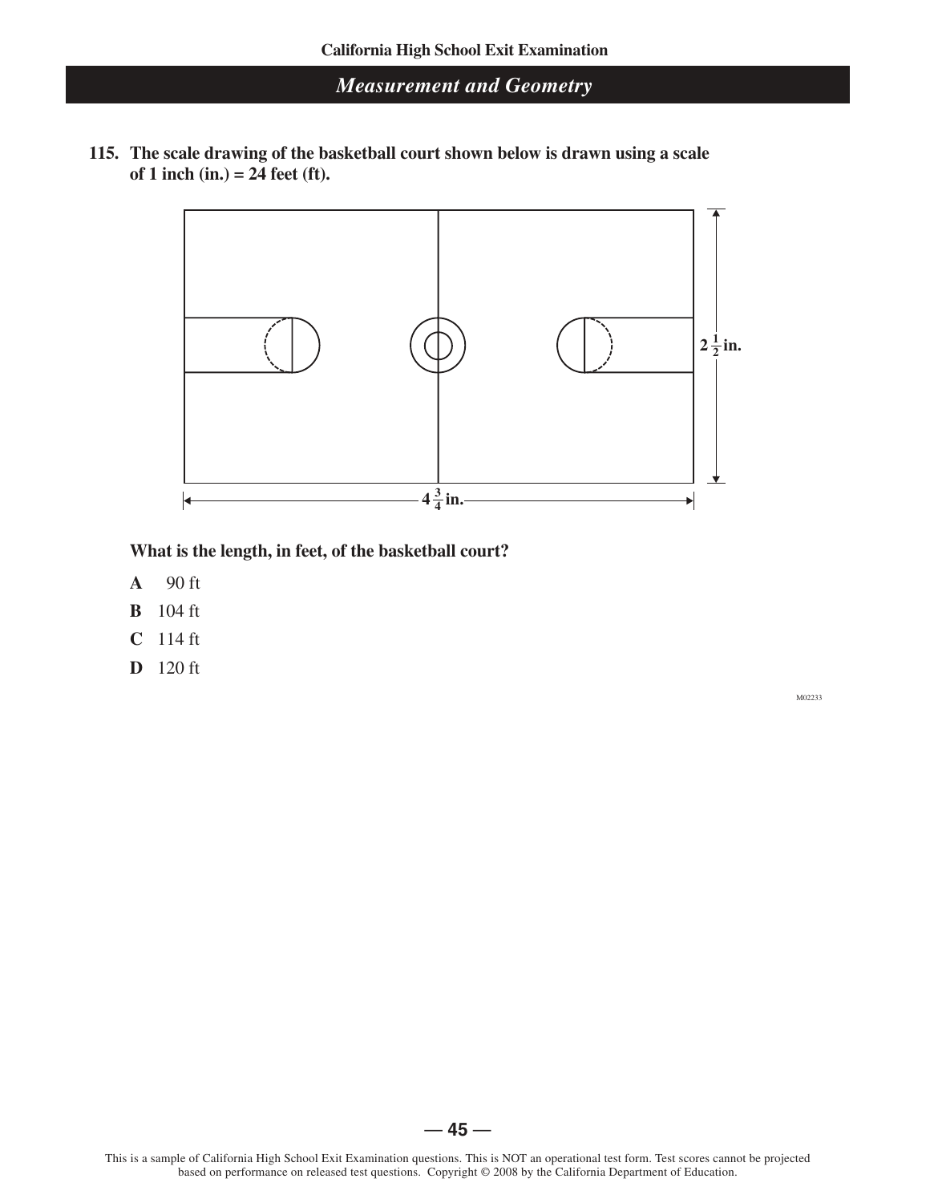## Measurement and Geometry

**115. The scale drawing of the basketball court shown below is drawn using a scale of 1 inch (in.) = 24 feet (ft).**

$2\frac{1}{2}$ in.

$4\frac{3}{4}$ in.

**What is the length, in feet, of the basketball court?**

**A** 90 ft

**B** 104 ft

**C** 114 ft

**D** 120 ft

M02233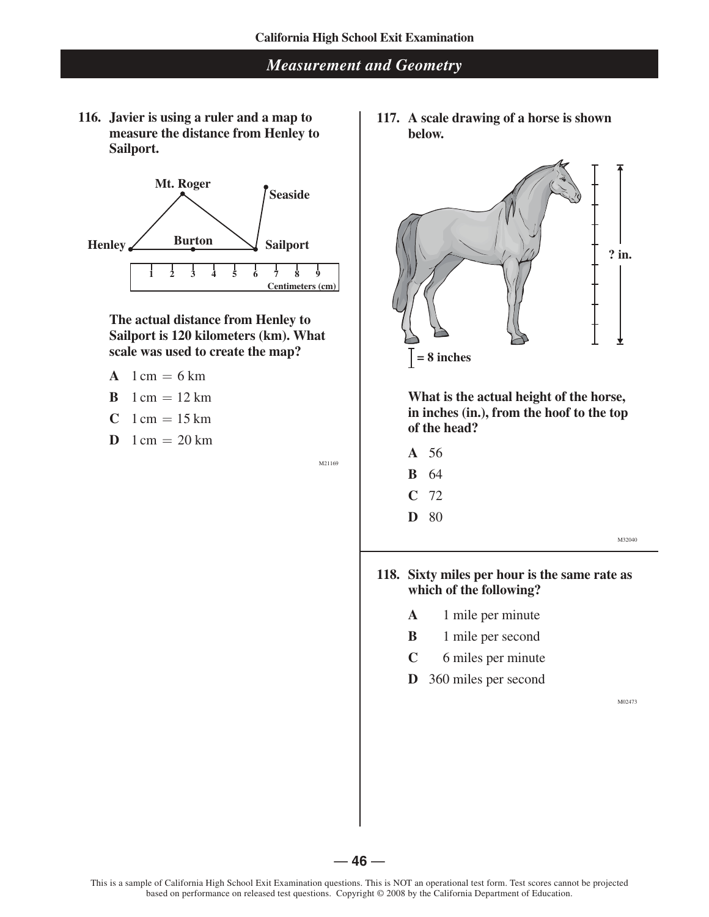## Measurement and Geometry

**116. Javier is using a ruler and a map to measure the distance from Henley to Sailport.**

Mt. Roger, Seaside, Henley, Burton, Sailport

1 2 3 4 5 6 7 8 9 Centimeters (cm)

**The actual distance from Henley to Sailport is 120 kilometers (km). What scale was used to create the map?**

- **A** $1 \text{ cm} = 6 \text{ km}$
- **B** $1 \text{ cm} = 12 \text{ km}$
- **C** $1 \text{ cm} = 15 \text{ km}$
- **D** $1 \text{ cm} = 20 \text{ km}$

M21169

**117. A scale drawing of a horse is shown below.**

? in.

= 8 inches

**What is the actual height of the horse, in inches (in.), from the hoof to the top of the head?**

- **A** 56
- **B** 64
- **C** 72
- **D** 80

M32040

**118. Sixty miles per hour is the same rate as which of the following?**

- **A** 1 mile per minute
- **B** 1 mile per second
- **C** 6 miles per minute
- **D** 360 miles per second

M02473

This is a sample of California High School Exit Examination questions. This is NOT an operational test form. Test scores cannot be projected based on performance on released test questions. Copyright © 2008 by the California Department of Education.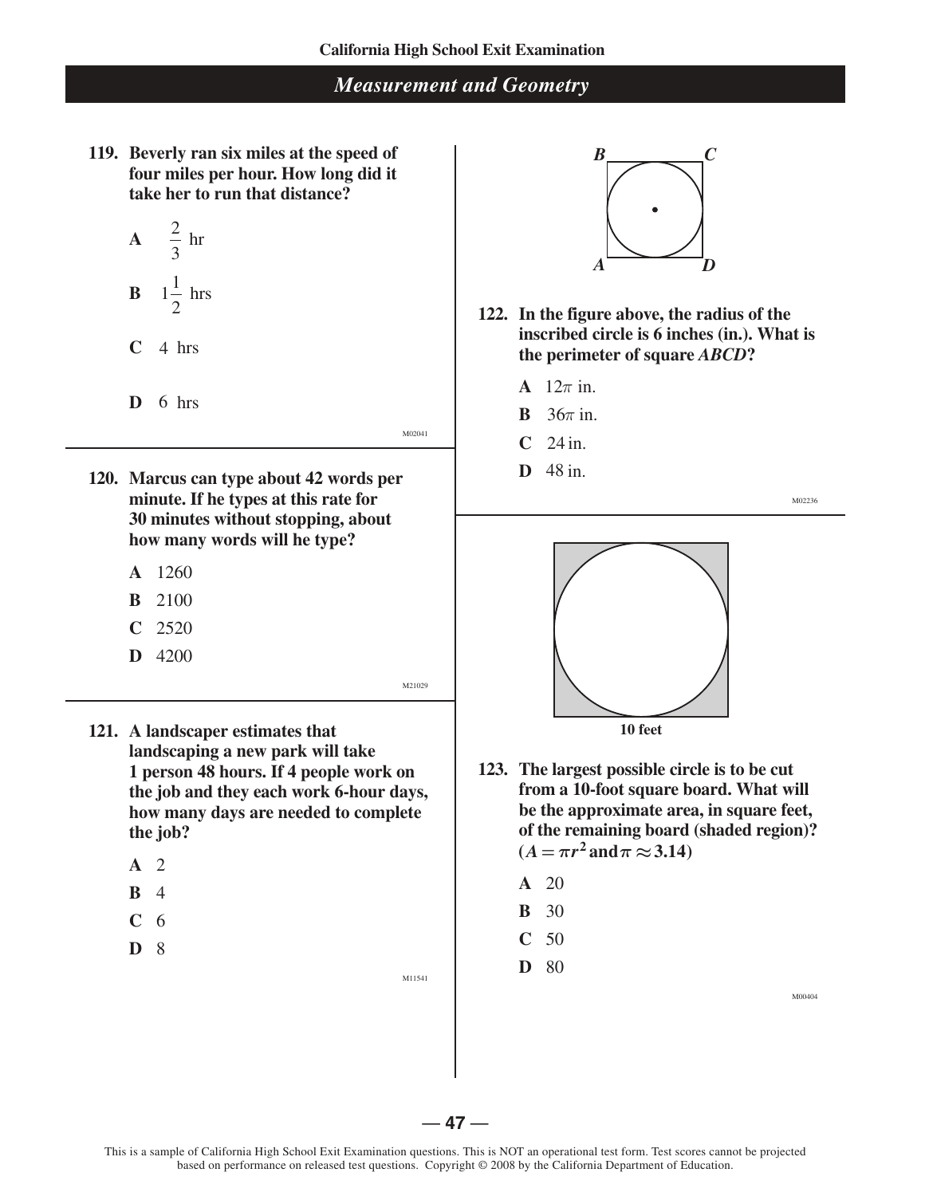## Measurement and Geometry

**119. Beverly ran six miles at the speed of four miles per hour. How long did it take her to run that distance?**

**A** $\frac{2}{3}$ hr

**B** $1\frac{1}{2}$ hrs

**C** 4 hrs

**D** 6 hrs

M02041

**120. Marcus can type about 42 words per minute. If he types at this rate for 30 minutes without stopping, about how many words will he type?**

**A** 1260

**B** 2100

**C** 2520

**D** 4200

M21029

**121. A landscaper estimates that landscaping a new park will take 1 person 48 hours. If 4 people work on the job and they each work 6-hour days, how many days are needed to complete the job?**

**A** 2

**B** 4

**C** 6

**D** 8

M11541

*B* *C*

*A* *D*

**122. In the figure above, the radius of the inscribed circle is 6 inches (in.). What is the perimeter of square *ABCD*?**

**A** $12\pi$ in.

**B** $36\pi$ in.

**C** 24 in.

**D** 48 in.

M02236

**10 feet**

**123. The largest possible circle is to be cut from a 10-foot square board. What will be the approximate area, in square feet, of the remaining board (shaded region)? ($A = \pi r^2$ and $\pi \approx 3.14$)**

**A** 20

**B** 30

**C** 50

**D** 80

M00404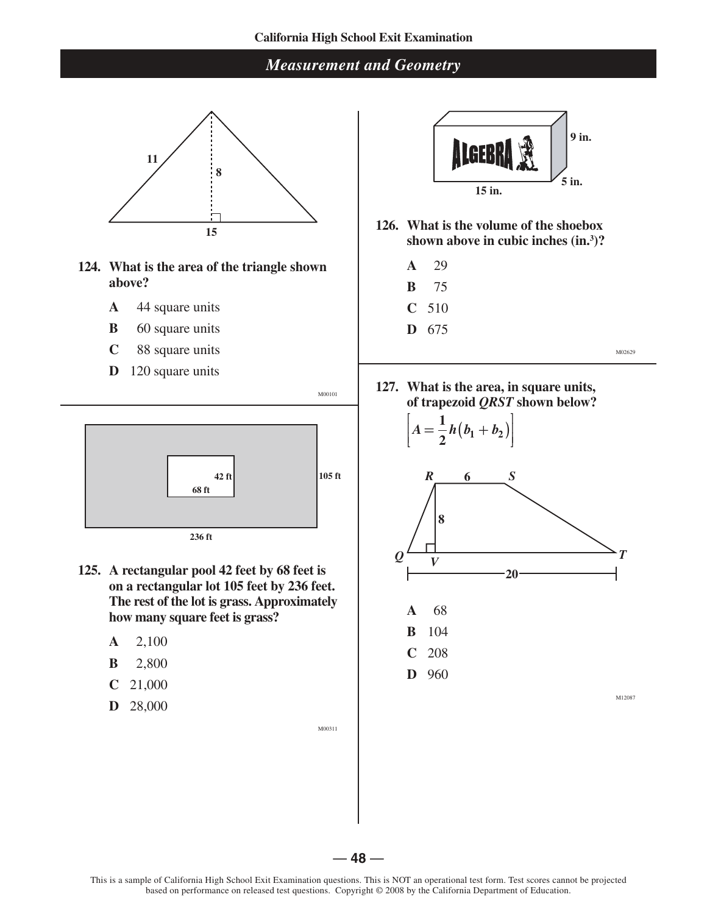## Measurement and Geometry

**124. What is the area of the triangle shown above?**

- **A** 44 square units
- **B** 60 square units
- **C** 88 square units
- **D** 120 square units

M00101

**125. A rectangular pool 42 feet by 68 feet is on a rectangular lot 105 feet by 236 feet. The rest of the lot is grass. Approximately how many square feet is grass?**

- **A** 2,100
- **B** 2,800
- **C** 21,000
- **D** 28,000

M00311

**126. What is the volume of the shoebox shown above in cubic inches (in.³)?**

- **A** 29
- **B** 75
- **C** 510
- **D** 675

M02629

**127. What is the area, in square units, of trapezoid *QRST* shown below?**

$$\left[A = \frac{1}{2}h\left(b_1 + b_2\right)\right]$$

- **A** 68
- **B** 104
- **C** 208
- **D** 960

M12087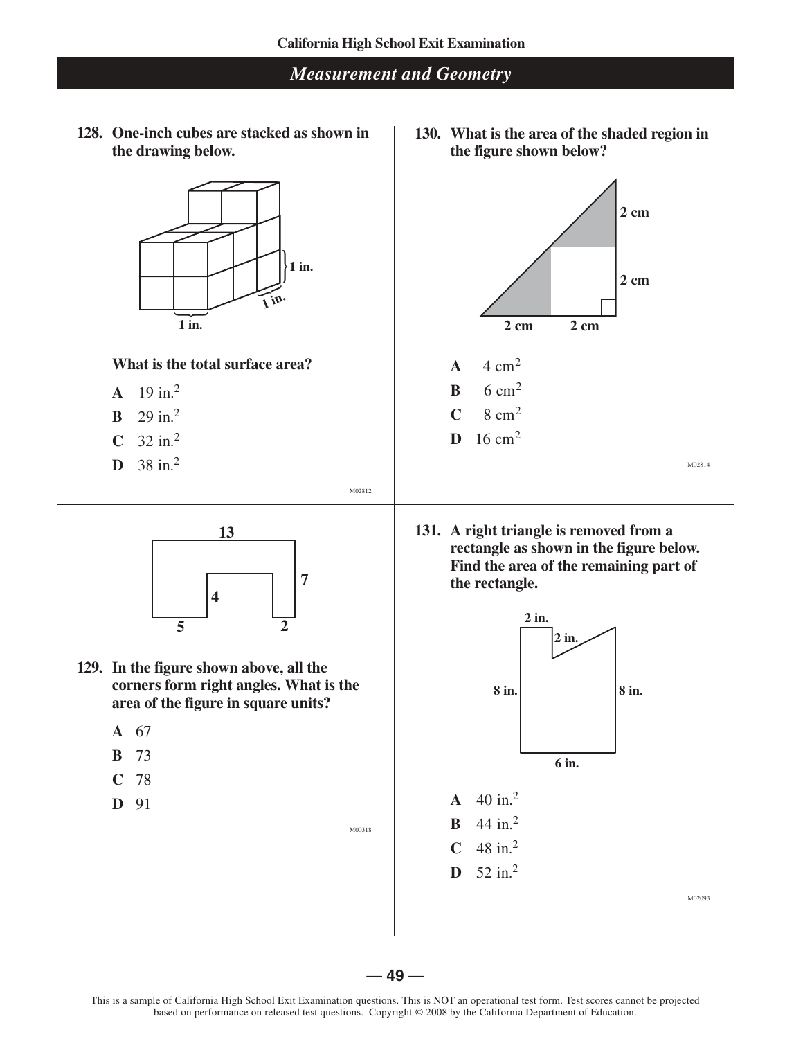## Measurement and Geometry

**128. One-inch cubes are stacked as shown in the drawing below.**

1 in.

1 in.

1 in.

**What is the total surface area?**

**A** 19 in.$^2$

**B** 29 in.$^2$

**C** 32 in.$^2$

**D** 38 in.$^2$

M02812

13

7

4

5 2

**129. In the figure shown above, all the corners form right angles. What is the area of the figure in square units?**

**A** 67

**B** 73

**C** 78

**D** 91

M00318

**130. What is the area of the shaded region in the figure shown below?**

2 cm

2 cm

2 cm 2 cm

**A** 4 cm$^2$

**B** 6 cm$^2$

**C** 8 cm$^2$

**D** 16 cm$^2$

M02814

**131. A right triangle is removed from a rectangle as shown in the figure below. Find the area of the remaining part of the rectangle.**

2 in.

2 in.

8 in. 8 in.

6 in.

**A** 40 in.$^2$

**B** 44 in.$^2$

**C** 48 in.$^2$

**D** 52 in.$^2$

M02093

This is a sample of California High School Exit Examination questions. This is NOT an operational test form. Test scores cannot be projected based on performance on released test questions. Copyright © 2008 by the California Department of Education.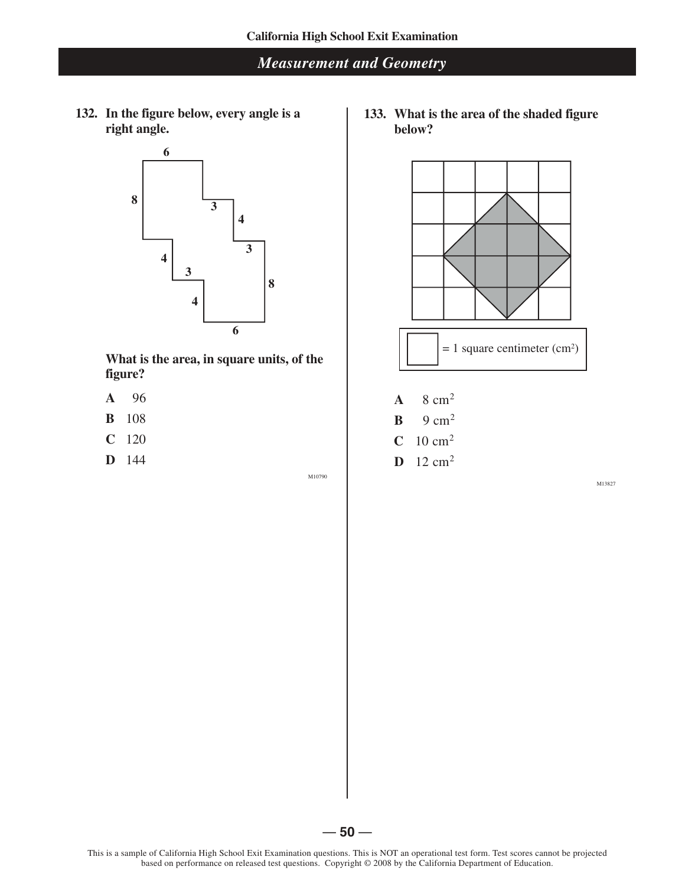## Measurement and Geometry

**132. In the figure below, every angle is a right angle.**

**What is the area, in square units, of the figure?**

**A** 96

**B** 108

**C** 120

**D** 144

M10790

**133. What is the area of the shaded figure below?**

= 1 square centimeter ($cm^2$)

**A** 8 $cm^2$

**B** 9 $cm^2$

**C** 10 $cm^2$

**D** 12 $cm^2$

M13827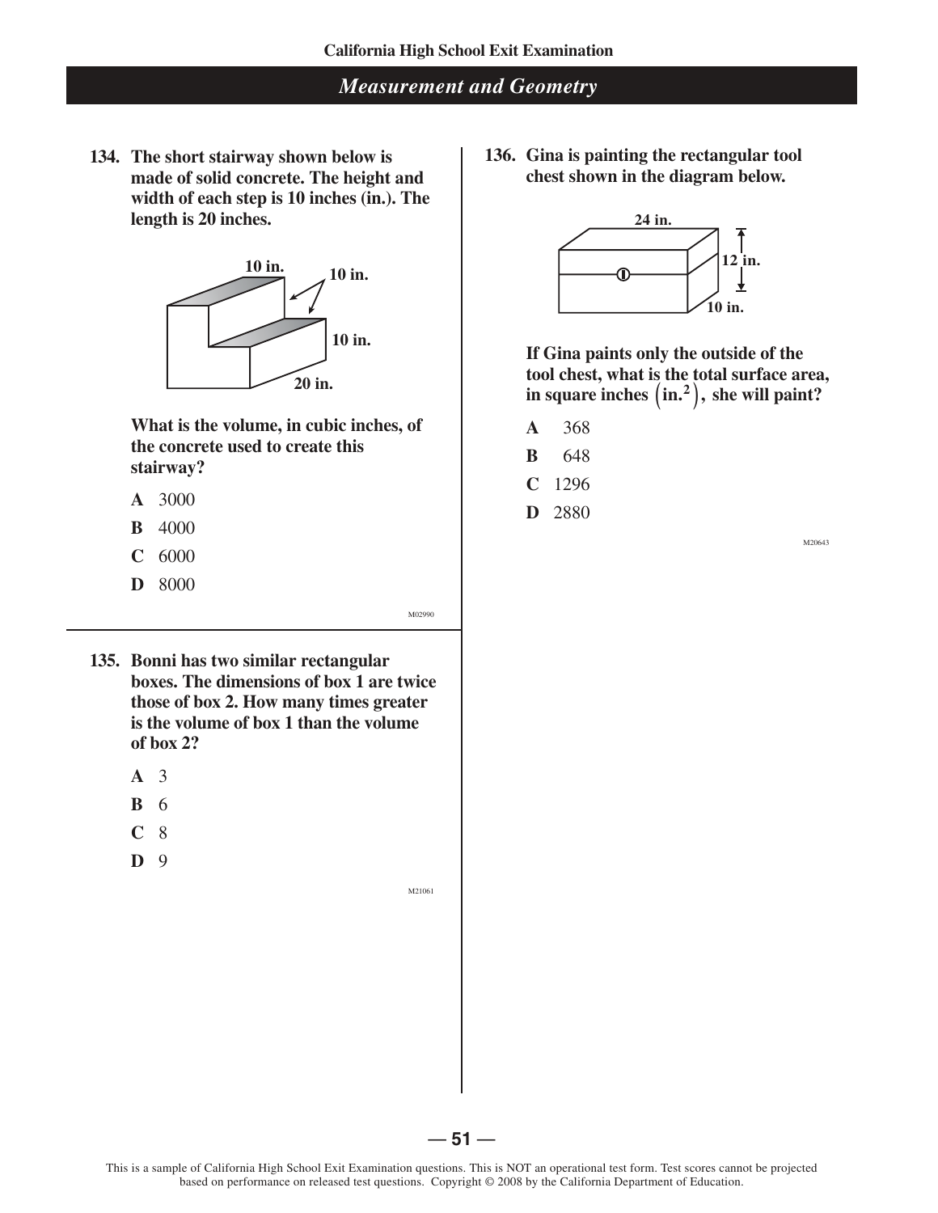## Measurement and Geometry

**134. The short stairway shown below is made of solid concrete. The height and width of each step is 10 inches (in.). The length is 20 inches.**

**What is the volume, in cubic inches, of the concrete used to create this stairway?**

**A** 3000

**B** 4000

**C** 6000

**D** 8000

M02990

**135. Bonni has two similar rectangular boxes. The dimensions of box 1 are twice those of box 2. How many times greater is the volume of box 1 than the volume of box 2?**

**A** 3

**B** 6

**C** 8

**D** 9

M21061

**136. Gina is painting the rectangular tool chest shown in the diagram below.**

**If Gina paints only the outside of the tool chest, what is the total surface area, in square inches $\left(\text{in.}^2\right)$, she will paint?**

**A** 368

**B** 648

**C** 1296

**D** 2880

M20643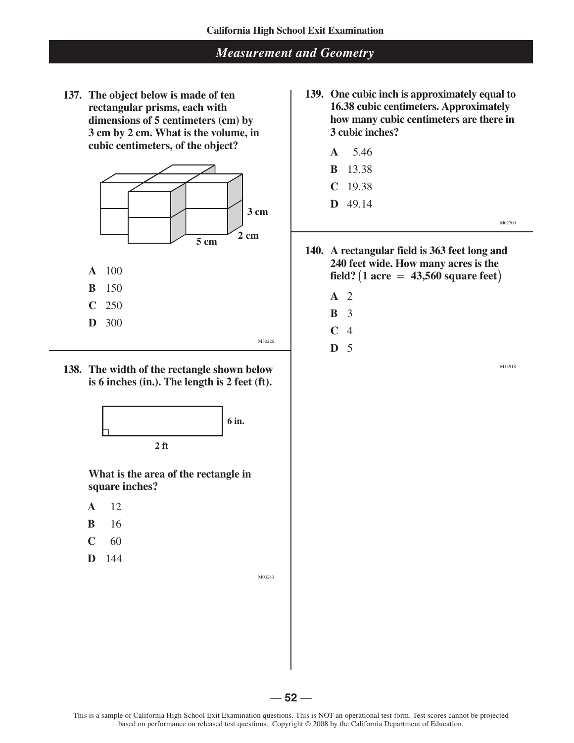## Measurement and Geometry

**137. The object below is made of ten rectangular prisms, each with dimensions of 5 centimeters (cm) by 3 cm by 2 cm. What is the volume, in cubic centimeters, of the object?**

3 cm

2 cm

5 cm

**A** 100

**B** 150

**C** 250

**D** 300

M30226

**138. The width of the rectangle shown below is 6 inches (in.). The length is 2 feet (ft).**

6 in.

2 ft

**What is the area of the rectangle in square inches?**

**A** 12

**B** 16

**C** 60

**D** 144

M03243

**139. One cubic inch is approximately equal to 16.38 cubic centimeters. Approximately how many cubic centimeters are there in 3 cubic inches?**

**A** 5.46

**B** 13.38

**C** 19.38

**D** 49.14

M02700

**140. A rectangular field is 363 feet long and 240 feet wide. How many acres is the field? (1 acre = 43,560 square feet)**

**A** 2

**B** 3

**C** 4

**D** 5

M13918

This is a sample of California High School Exit Examination questions. This is NOT an operational test form. Test scores cannot be projected based on performance on released test questions. Copyright © 2008 by the California Department of Education.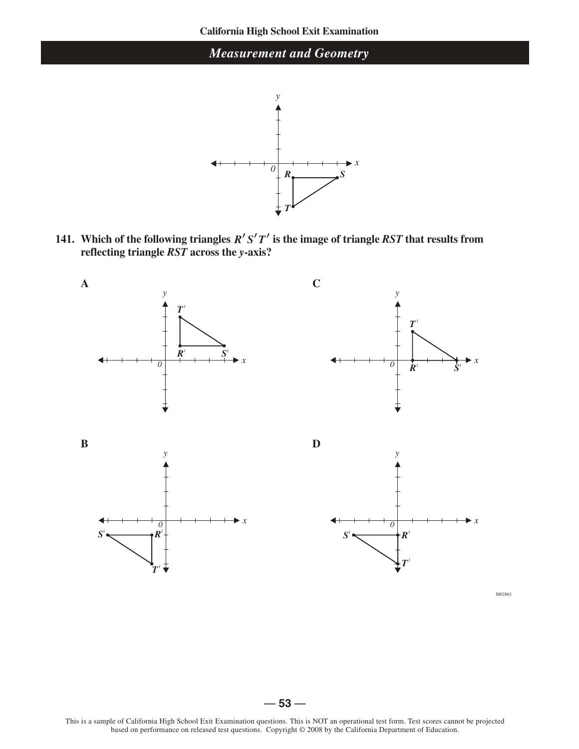## Measurement and Geometry

**141. Which of the following triangles $R'S'T'$ is the image of triangle $RST$ that results from reflecting triangle $RST$ across the $y$-axis?**

**A**

**B**

**C**

**D**

M02861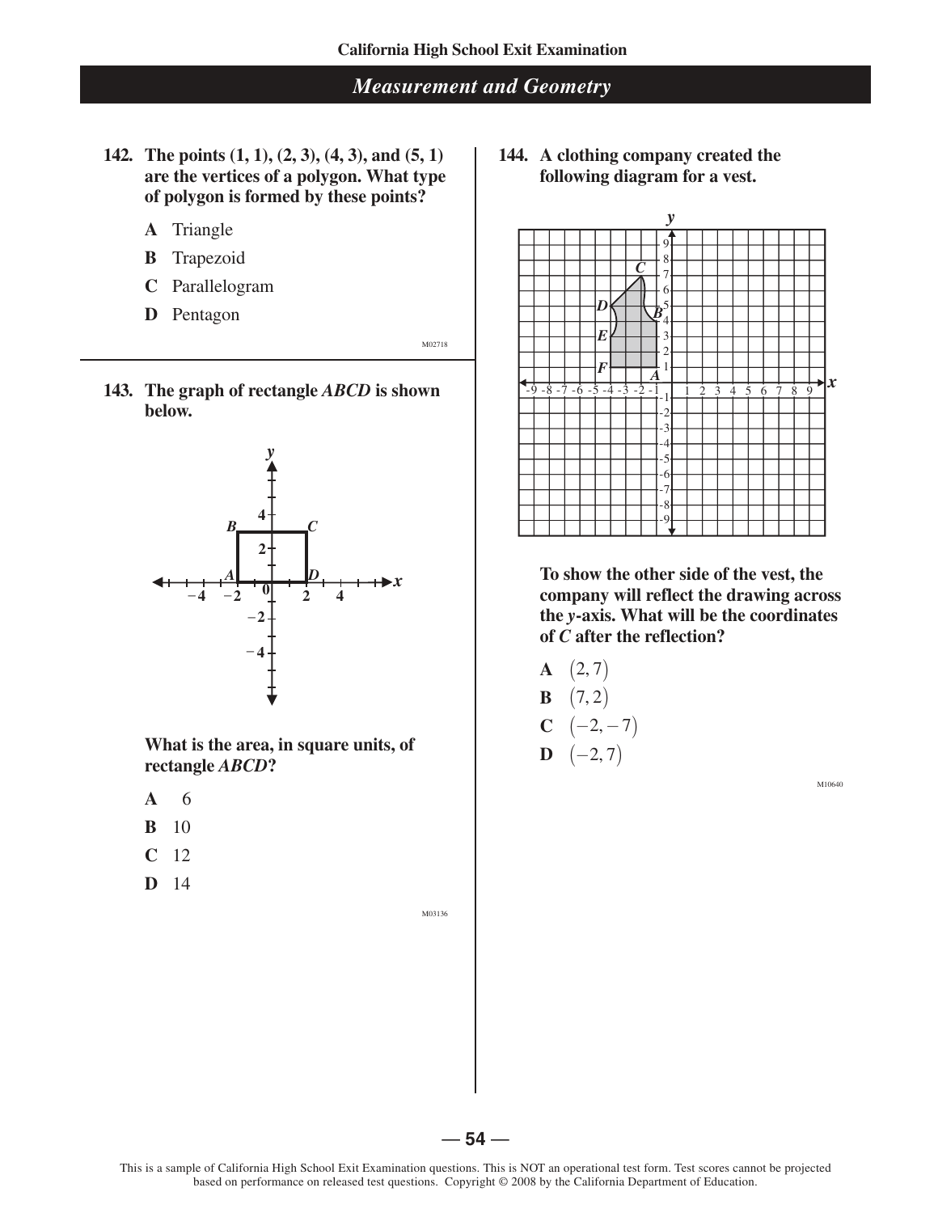## Measurement and Geometry

**142. The points (1, 1), (2, 3), (4, 3), and (5, 1) are the vertices of a polygon. What type of polygon is formed by these points?**

- **A** Triangle
- **B** Trapezoid
- **C** Parallelogram
- **D** Pentagon

M02718

**143. The graph of rectangle *ABCD* is shown below.**

**What is the area, in square units, of rectangle *ABCD*?**

- **A** 6
- **B** 10
- **C** 12
- **D** 14

M03136

**144. A clothing company created the following diagram for a vest.**

**To show the other side of the vest, the company will reflect the drawing across the *y*-axis. What will be the coordinates of *C* after the reflection?**

- **A** $(2, 7)$
- **B** $(7, 2)$
- **C** $(-2, -7)$
- **D** $(-2, 7)$

M10640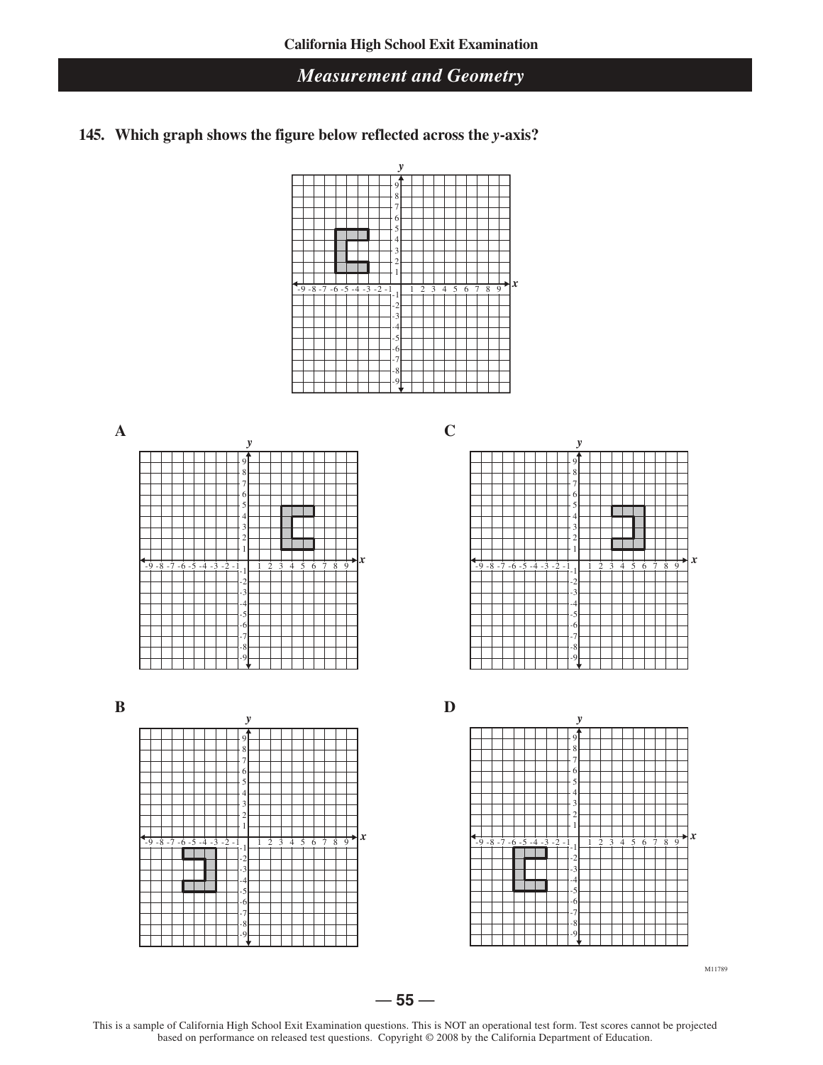## Measurement and Geometry

**145. Which graph shows the figure below reflected across the *y*-axis?**

**A**

**B**

**C**

**D**

M11789

This is a sample of California High School Exit Examination questions. This is NOT an operational test form. Test scores cannot be projected based on performance on released test questions. Copyright © 2008 by the California Department of Education.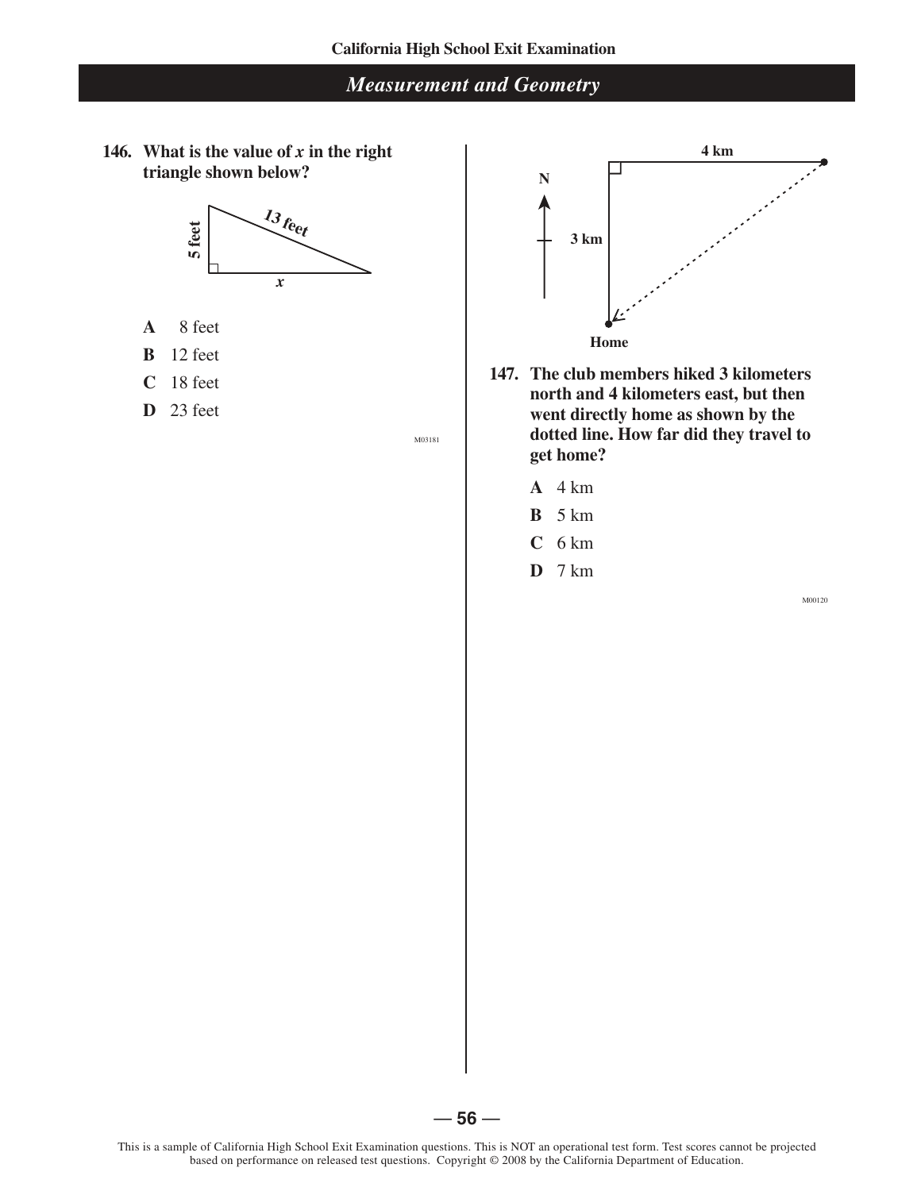## Measurement and Geometry

**146. What is the value of $x$ in the right triangle shown below?**

5 feet

13 feet

$x$

**A** 8 feet

**B** 12 feet

**C** 18 feet

**D** 23 feet

M03181

4 km

N

3 km

Home

**147. The club members hiked 3 kilometers north and 4 kilometers east, but then went directly home as shown by the dotted line. How far did they travel to get home?**

**A** 4 km

**B** 5 km

**C** 6 km

**D** 7 km

M00120

This is a sample of California High School Exit Examination questions. This is NOT an operational test form. Test scores cannot be projected based on performance on released test questions. Copyright © 2008 by the California Department of Education.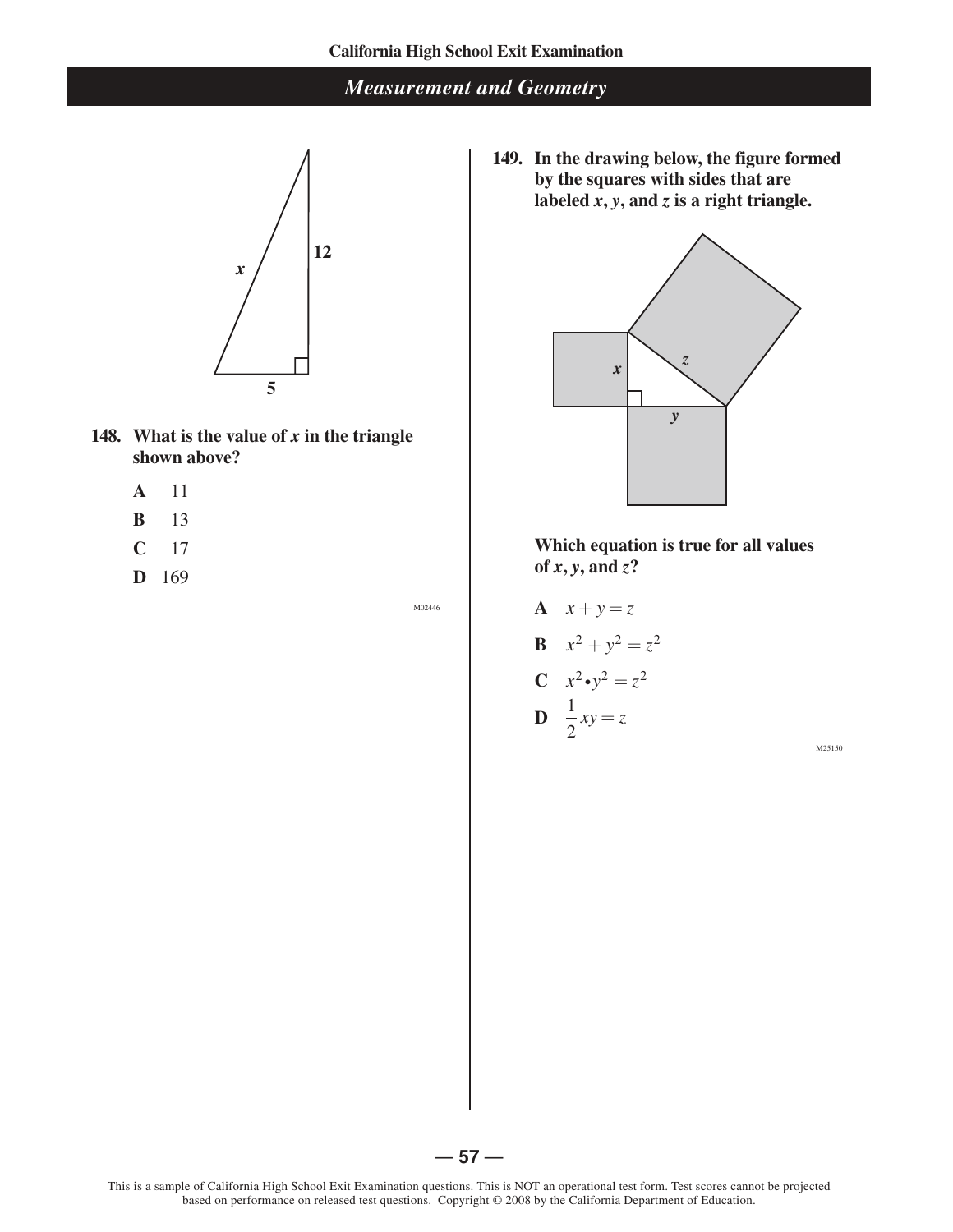## Measurement and Geometry

**148. What is the value of $x$ in the triangle shown above?**

- **A** 11
- **B** 13
- **C** 17
- **D** 169

M02446

**149. In the drawing below, the figure formed by the squares with sides that are labeled $x$, $y$, and $z$ is a right triangle.**

**Which equation is true for all values of $x$, $y$, and $z$?**

- **A** $x + y = z$
- **B** $x^2 + y^2 = z^2$
- **C** $x^2 \bullet y^2 = z^2$
- **D** $\frac{1}{2}xy = z$

M25150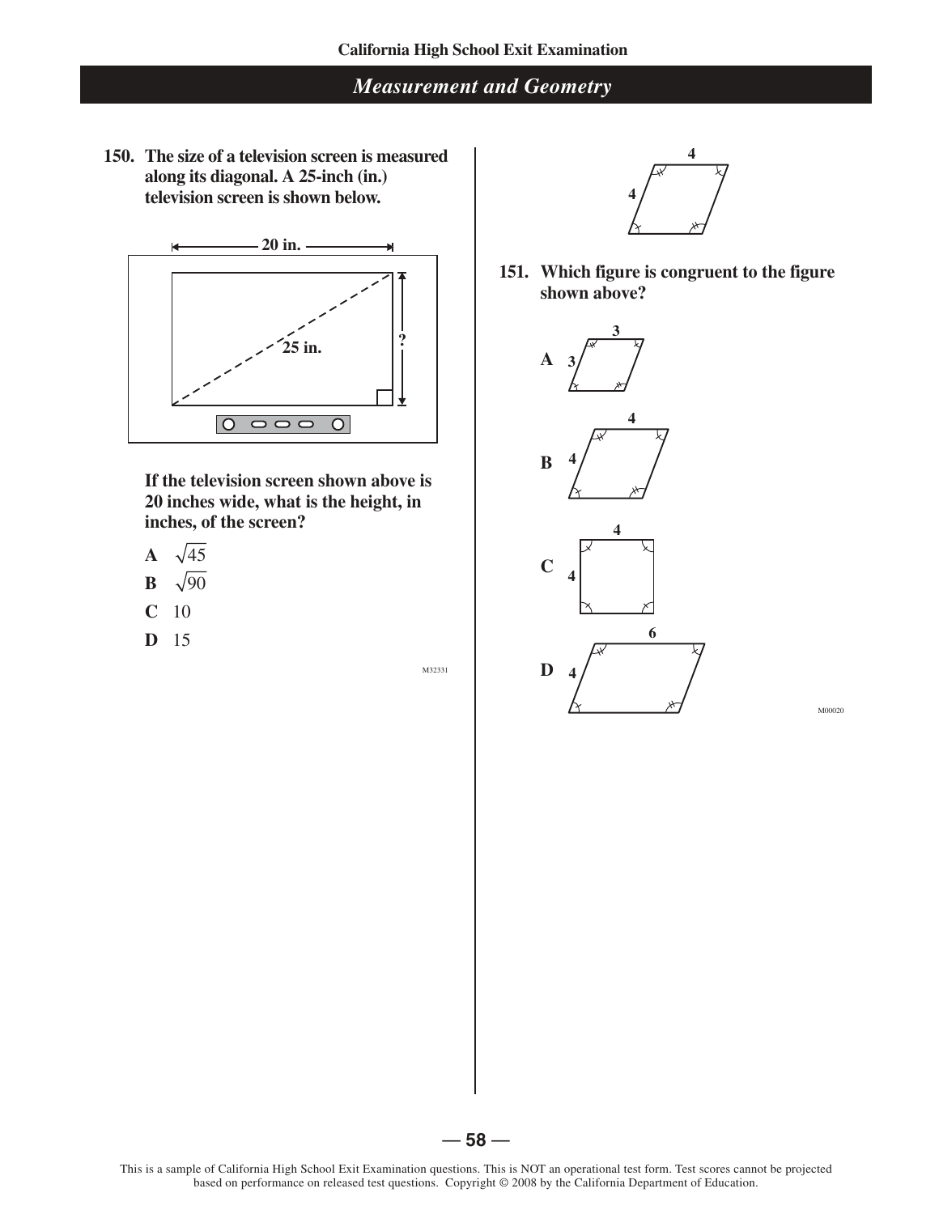## Measurement and Geometry

**150. The size of a television screen is measured along its diagonal. A 25-inch (in.) television screen is shown below.**

20 in.

25 in.

?

**If the television screen shown above is 20 inches wide, what is the height, in inches, of the screen?**

**A** $\sqrt{45}$

**B** $\sqrt{90}$

**C** 10

**D** 15

M32331

4

4

**151. Which figure is congruent to the figure shown above?**

**A** 3, 3

**B** 4, 4

**C** 4, 4

**D** 6, 4

M00020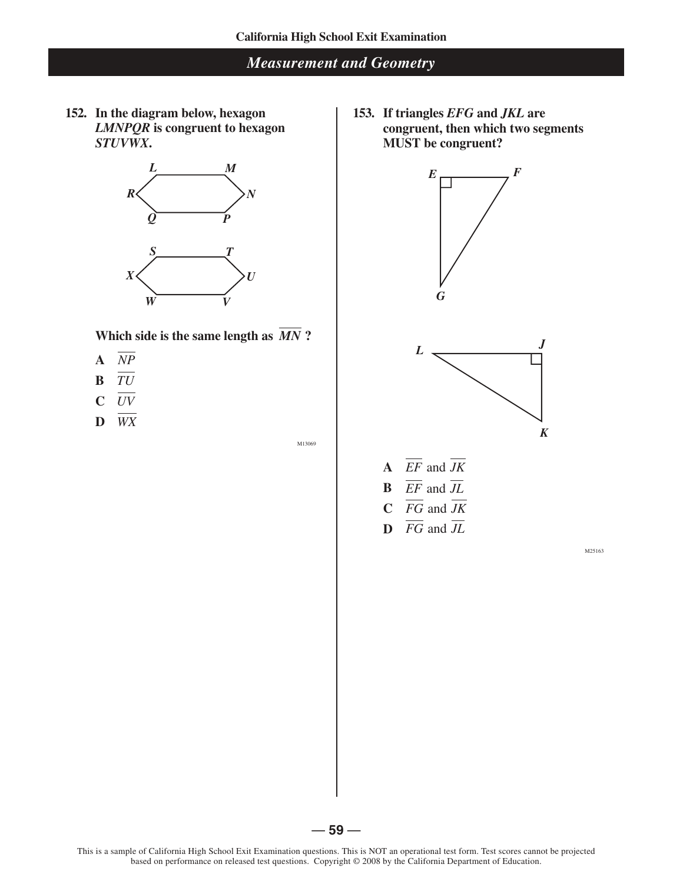## Measurement and Geometry

**152. In the diagram below, hexagon *LMNPQR* is congruent to hexagon *STUVWX*.**

L
M
R
N
Q
P

S
T
X
U
W
V

**Which side is the same length as $\overline{MN}$ ?**

**A** $\overline{NP}$

**B** $\overline{TU}$

**C** $\overline{UV}$

**D** $\overline{WX}$

M13069

**153. If triangles *EFG* and *JKL* are congruent, then which two segments MUST be congruent?**

E
F
G

L
J
K

**A** $\overline{EF}$ and $\overline{JK}$

**B** $\overline{EF}$ and $\overline{JL}$

**C** $\overline{FG}$ and $\overline{JK}$

**D** $\overline{FG}$ and $\overline{JL}$

M25163

This is a sample of California High School Exit Examination questions. This is NOT an operational test form. Test scores cannot be projected based on performance on released test questions. Copyright © 2008 by the California Department of Education.